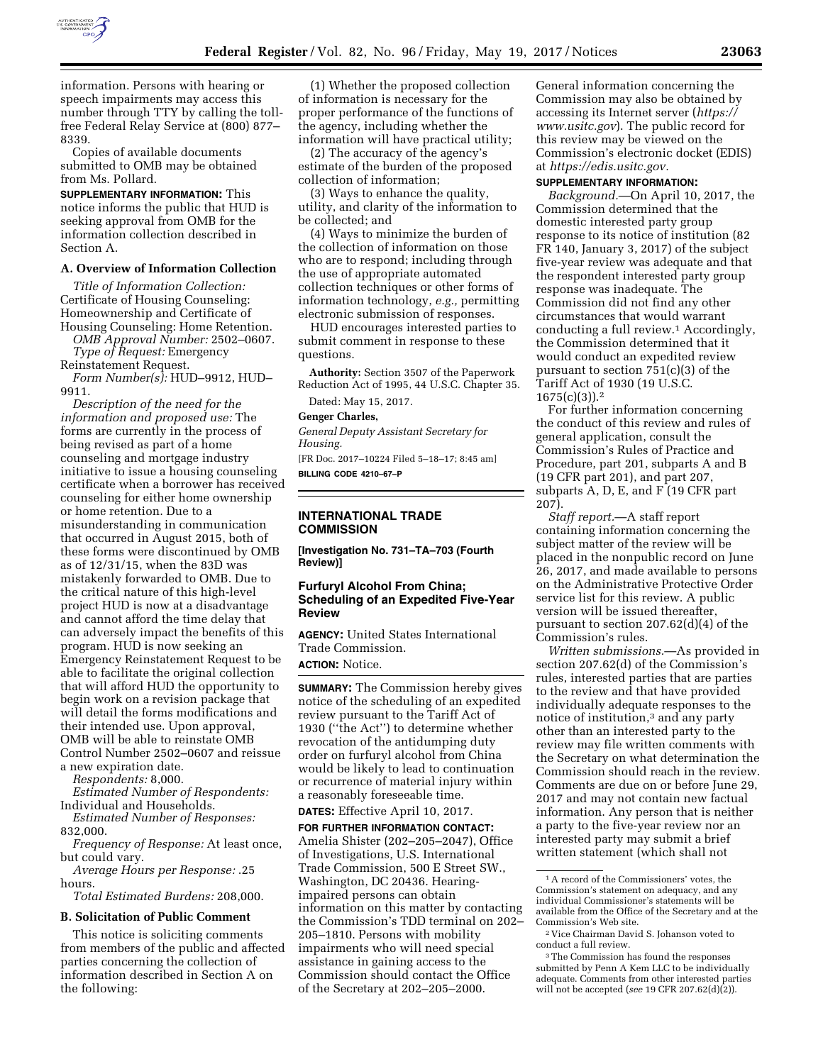information. Persons with hearing or speech impairments may access this number through TTY by calling the toll-free Federal Relay Service at (800) 877–8339.

Copies of available documents submitted to OMB may be obtained from Ms. Pollard.

**SUPPLEMENTARY INFORMATION:** This notice informs the public that HUD is seeking approval from OMB for the information collection described in Section A.

### A. Overview of Information Collection

*Title of Information Collection:* Certificate of Housing Counseling: Homeownership and Certificate of Housing Counseling: Home Retention.

*OMB Approval Number:* 2502–0607.

*Type of Request:* Emergency Reinstatement Request.

*Form Number(s):* HUD–9912, HUD–9911.

*Description of the need for the information and proposed use:* The forms are currently in the process of being revised as part of a home counseling and mortgage industry initiative to issue a housing counseling certificate when a borrower has received counseling for either home ownership or home retention. Due to a misunderstanding in communication that occurred in August 2015, both of these forms were discontinued by OMB as of 12/31/15, when the 83D was mistakenly forwarded to OMB. Due to the critical nature of this high-level project HUD is now at a disadvantage and cannot afford the time delay that can adversely impact the benefits of this program. HUD is now seeking an Emergency Reinstatement Request to be able to facilitate the original collection that will afford HUD the opportunity to begin work on a revision package that will detail the forms modifications and their intended use. Upon approval, OMB will be able to reinstate OMB Control Number 2502–0607 and reissue a new expiration date.

*Respondents:* 8,000.

*Estimated Number of Respondents:* Individual and Households.

*Estimated Number of Responses:* 832,000.

*Frequency of Response:* At least once, but could vary.

*Average Hours per Response:* .25 hours.

*Total Estimated Burdens:* 208,000.

### B. Solicitation of Public Comment

This notice is soliciting comments from members of the public and affected parties concerning the collection of information described in Section A on the following:

(1) Whether the proposed collection of information is necessary for the proper performance of the functions of the agency, including whether the information will have practical utility;

(2) The accuracy of the agency's estimate of the burden of the proposed collection of information;

(3) Ways to enhance the quality, utility, and clarity of the information to be collected; and

(4) Ways to minimize the burden of the collection of information on those who are to respond; including through the use of appropriate automated collection techniques or other forms of information technology, *e.g.,* permitting electronic submission of responses.

HUD encourages interested parties to submit comment in response to these questions.

**Authority:** Section 3507 of the Paperwork Reduction Act of 1995, 44 U.S.C. Chapter 35.

Dated: May 15, 2017.

**Genger Charles,**

*General Deputy Assistant Secretary for Housing.*

[FR Doc. 2017–10224 Filed 5–18–17; 8:45 am]

**BILLING CODE 4210–67–P**

## INTERNATIONAL TRADE COMMISSION

**[Investigation No. 731–TA–703 (Fourth Review)]**

## Furfuryl Alcohol From China; Scheduling of an Expedited Five-Year Review

**AGENCY:** United States International Trade Commission.

**ACTION:** Notice.

**SUMMARY:** The Commission hereby gives notice of the scheduling of an expedited review pursuant to the Tariff Act of 1930 ("the Act") to determine whether revocation of the antidumping duty order on furfuryl alcohol from China would be likely to lead to continuation or recurrence of material injury within a reasonably foreseeable time.

**DATES:** Effective April 10, 2017.

**FOR FURTHER INFORMATION CONTACT:** Amelia Shister (202–205–2047), Office of Investigations, U.S. International Trade Commission, 500 E Street SW., Washington, DC 20436. Hearing-impaired persons can obtain information on this matter by contacting the Commission's TDD terminal on 202–205–1810. Persons with mobility impairments who will need special assistance in gaining access to the Commission should contact the Office of the Secretary at 202–205–2000. General information concerning the Commission may also be obtained by accessing its Internet server (*https://www.usitc.gov*). The public record for this review may be viewed on the Commission's electronic docket (EDIS) at *https://edis.usitc.gov.*

**SUPPLEMENTARY INFORMATION:**

*Background.*—On April 10, 2017, the Commission determined that the domestic interested party group response to its notice of institution (82 FR 140, January 3, 2017) of the subject five-year review was adequate and that the respondent interested party group response was inadequate. The Commission did not find any other circumstances that would warrant conducting a full review.[1] Accordingly, the Commission determined that it would conduct an expedited review pursuant to section 751(c)(3) of the Tariff Act of 1930 (19 U.S.C. 1675(c)(3)).[2]

For further information concerning the conduct of this review and rules of general application, consult the Commission's Rules of Practice and Procedure, part 201, subparts A and B (19 CFR part 201), and part 207, subparts A, D, E, and F (19 CFR part 207).

*Staff report.*—A staff report containing information concerning the subject matter of the review will be placed in the nonpublic record on June 26, 2017, and made available to persons on the Administrative Protective Order service list for this review. A public version will be issued thereafter, pursuant to section 207.62(d)(4) of the Commission's rules.

*Written submissions.*—As provided in section 207.62(d) of the Commission's rules, interested parties that are parties to the review and that have provided individually adequate responses to the notice of institution,[3] and any party other than an interested party to the review may file written comments with the Secretary on what determination the Commission should reach in the review. Comments are due on or before June 29, 2017 and may not contain new factual information. Any person that is neither a party to the five-year review nor an interested party may submit a brief written statement (which shall not

---

[1] A record of the Commissioners' votes, the Commission's statement on adequacy, and any individual Commissioner's statements will be available from the Office of the Secretary and at the Commission's Web site.

[2] Vice Chairman David S. Johanson voted to conduct a full review.

[3] The Commission has found the responses submitted by Penn A Kem LLC to be individually adequate. Comments from other interested parties will not be accepted (*see* 19 CFR 207.62(d)(2)).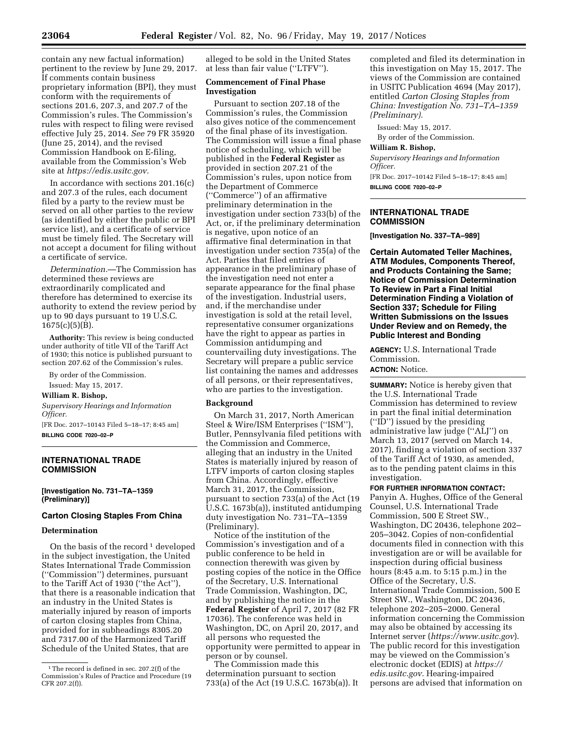contain any new factual information) pertinent to the review by June 29, 2017. If comments contain business proprietary information (BPI), they must conform with the requirements of sections 201.6, 207.3, and 207.7 of the Commission's rules. The Commission's rules with respect to filing were revised effective July 25, 2014. *See* 79 FR 35920 (June 25, 2014), and the revised Commission Handbook on E-filing, available from the Commission's Web site at *https://edis.usitc.gov*.

In accordance with sections 201.16(c) and 207.3 of the rules, each document filed by a party to the review must be served on all other parties to the review (as identified by either the public or BPI service list), and a certificate of service must be timely filed. The Secretary will not accept a document for filing without a certificate of service.

*Determination.*—The Commission has determined these reviews are extraordinarily complicated and therefore has determined to exercise its authority to extend the review period by up to 90 days pursuant to 19 U.S.C. 1675(c)(5)(B).

**Authority:** This review is being conducted under authority of title VII of the Tariff Act of 1930; this notice is published pursuant to section 207.62 of the Commission's rules.

By order of the Commission.

Issued: May 15, 2017.

**William R. Bishop,**

*Supervisory Hearings and Information Officer.*

[FR Doc. 2017–10143 Filed 5–18–17; 8:45 am]

**BILLING CODE 7020–02–P**

---

## INTERNATIONAL TRADE COMMISSION

**[Investigation No. 731–TA–1359 (Preliminary)]**

### Carton Closing Staples From China

#### Determination

On the basis of the record [1] developed in the subject investigation, the United States International Trade Commission (''Commission'') determines, pursuant to the Tariff Act of 1930 (''the Act''), that there is a reasonable indication that an industry in the United States is materially injured by reason of imports of carton closing staples from China, provided for in subheadings 8305.20 and 7317.00 of the Harmonized Tariff Schedule of the United States, that are alleged to be sold in the United States at less than fair value (''LTFV'').

[1] The record is defined in sec. 207.2(f) of the Commission's Rules of Practice and Procedure (19 CFR 207.2(f)).

#### Commencement of Final Phase Investigation

Pursuant to section 207.18 of the Commission's rules, the Commission also gives notice of the commencement of the final phase of its investigation. The Commission will issue a final phase notice of scheduling, which will be published in the **Federal Register** as provided in section 207.21 of the Commission's rules, upon notice from the Department of Commerce (''Commerce'') of an affirmative preliminary determination in the investigation under section 733(b) of the Act, or, if the preliminary determination is negative, upon notice of an affirmative final determination in that investigation under section 735(a) of the Act. Parties that filed entries of appearance in the preliminary phase of the investigation need not enter a separate appearance for the final phase of the investigation. Industrial users, and, if the merchandise under investigation is sold at the retail level, representative consumer organizations have the right to appear as parties in Commission antidumping and countervailing duty investigations. The Secretary will prepare a public service list containing the names and addresses of all persons, or their representatives, who are parties to the investigation.

#### Background

On March 31, 2017, North American Steel & Wire/ISM Enterprises (''ISM''), Butler, Pennsylvania filed petitions with the Commission and Commerce, alleging that an industry in the United States is materially injured by reason of LTFV imports of carton closing staples from China. Accordingly, effective March 31, 2017, the Commission, pursuant to section 733(a) of the Act (19 U.S.C. 1673b(a)), instituted antidumping duty investigation No. 731–TA–1359 (Preliminary).

Notice of the institution of the Commission's investigation and of a public conference to be held in connection therewith was given by posting copies of the notice in the Office of the Secretary, U.S. International Trade Commission, Washington, DC, and by publishing the notice in the **Federal Register** of April 7, 2017 (82 FR 17036). The conference was held in Washington, DC, on April 20, 2017, and all persons who requested the opportunity were permitted to appear in person or by counsel.

The Commission made this determination pursuant to section 733(a) of the Act (19 U.S.C. 1673b(a)). It completed and filed its determination in this investigation on May 15, 2017. The views of the Commission are contained in USITC Publication 4694 (May 2017), entitled *Carton Closing Staples from China: Investigation No. 731–TA–1359 (Preliminary).*

Issued: May 15, 2017.

By order of the Commission.

**William R. Bishop,**

*Supervisory Hearings and Information Officer.*

[FR Doc. 2017–10142 Filed 5–18–17; 8:45 am]

**BILLING CODE 7020–02–P**

---

## INTERNATIONAL TRADE COMMISSION

**[Investigation No. 337–TA–989]**

### Certain Automated Teller Machines, ATM Modules, Components Thereof, and Products Containing the Same; Notice of Commission Determination To Review in Part a Final Initial Determination Finding a Violation of Section 337; Schedule for Filing Written Submissions on the Issues Under Review and on Remedy, the Public Interest and Bonding

**AGENCY:** U.S. International Trade Commission.

**ACTION:** Notice.

**SUMMARY:** Notice is hereby given that the U.S. International Trade Commission has determined to review in part the final initial determination (''ID'') issued by the presiding administrative law judge (''ALJ'') on March 13, 2017 (served on March 14, 2017), finding a violation of section 337 of the Tariff Act of 1930, as amended, as to the pending patent claims in this investigation.

**FOR FURTHER INFORMATION CONTACT:** Panyin A. Hughes, Office of the General Counsel, U.S. International Trade Commission, 500 E Street SW., Washington, DC 20436, telephone 202–205–3042. Copies of non-confidential documents filed in connection with this investigation are or will be available for inspection during official business hours (8:45 a.m. to 5:15 p.m.) in the Office of the Secretary, U.S. International Trade Commission, 500 E Street SW., Washington, DC 20436, telephone 202–205–2000. General information concerning the Commission may also be obtained by accessing its Internet server (*https://www.usitc.gov*). The public record for this investigation may be viewed on the Commission's electronic docket (EDIS) at *https://edis.usitc.gov.* Hearing-impaired persons are advised that information on